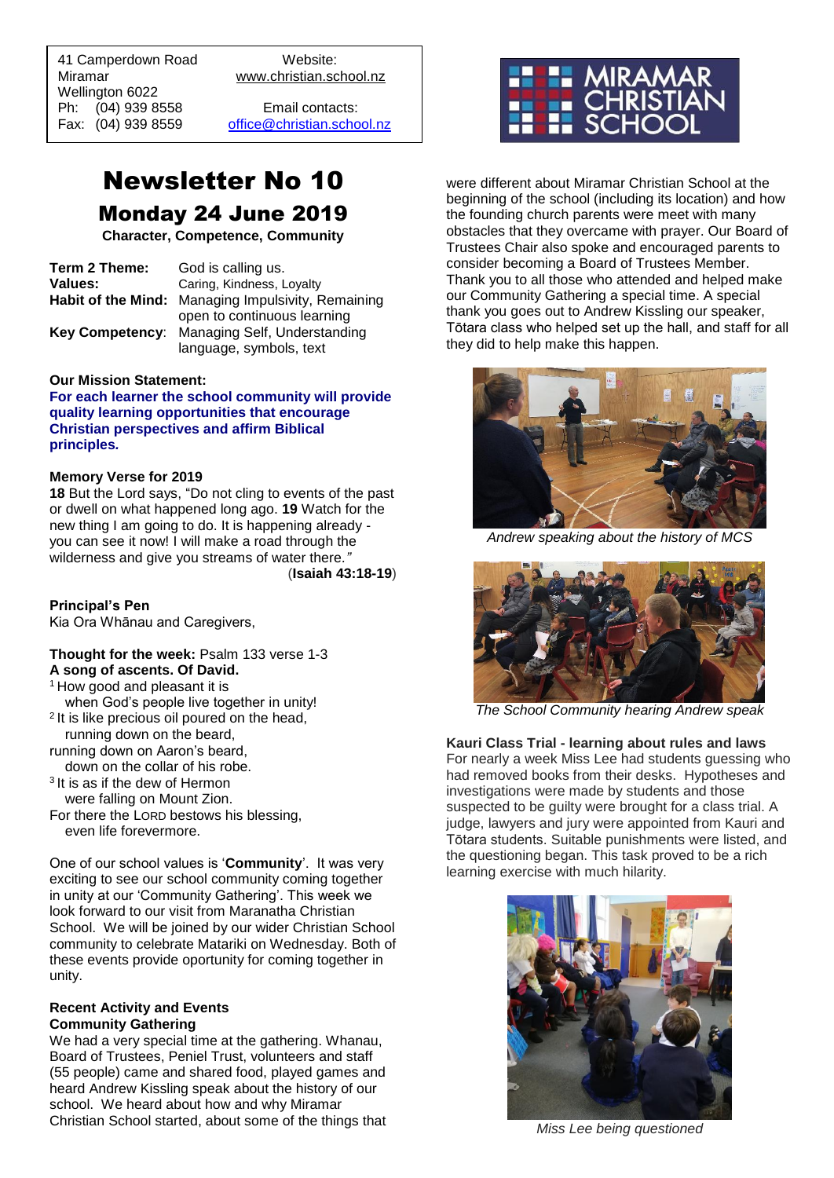41 Camperdown Road
Miramar
Wellington 6022
Ph: (04) 939 8558
Fax: (04) 939 8559

Website:
www.christian.school.nz

Email contacts:
office@christian.school.nz

# Newsletter No 10

## Monday 24 June 2019

**Character, Competence, Community**

| | |
|---|---|
| **Term 2 Theme:** | God is calling us. |
| **Values:** | Caring, Kindness, Loyalty |
| **Habit of the Mind:** | Managing Impulsivity, Remaining open to continuous learning |
| **Key Competency**: | Managing Self, Understanding language, symbols, text |

**Our Mission Statement:**

**For each learner the school community will provide quality learning opportunities that encourage Christian perspectives and affirm Biblical principles.**

**Memory Verse for 2019**

**18** But the Lord says, "Do not cling to events of the past or dwell on what happened long ago. **19** Watch for the new thing I am going to do. It is happening already - you can see it now! I will make a road through the wilderness and give you streams of water there."
(**Isaiah 43:18-19**)

**Principal's Pen**

Kia Ora Whānau and Caregivers,

**Thought for the week:** Psalm 133 verse 1-3

**A song of ascents. Of David.**

[1] How good and pleasant it is
when God's people live together in unity!
[2] It is like precious oil poured on the head,
running down on the beard,
running down on Aaron's beard,
down on the collar of his robe.
[3] It is as if the dew of Hermon
were falling on Mount Zion.
For there the LORD bestows his blessing,
even life forevermore.

One of our school values is '**Community**'. It was very exciting to see our school community coming together in unity at our 'Community Gathering'. This week we look forward to our visit from Maranatha Christian School. We will be joined by our wider Christian School community to celebrate Matariki on Wednesday. Both of these events provide opportunity for coming together in unity.

**Recent Activity and Events**

**Community Gathering**

We had a very special time at the gathering. Whanau, Board of Trustees, Peniel Trust, volunteers and staff (55 people) came and shared food, played games and heard Andrew Kissling speak about the history of our school. We heard about how and why Miramar Christian School started, about some of the things that were different about Miramar Christian School at the beginning of the school (including its location) and how the founding church parents were meet with many obstacles that they overcame with prayer. Our Board of Trustees Chair also spoke and encouraged parents to consider becoming a Board of Trustees Member. Thank you to all those who attended and helped make our Community Gathering a special time. A special thank you goes out to Andrew Kissling our speaker, Tōtara class who helped set up the hall, and staff for all they did to help make this happen.

*Andrew speaking about the history of MCS*

*The School Community hearing Andrew speak*

**Kauri Class Trial - learning about rules and laws**

For nearly a week Miss Lee had students guessing who had removed books from their desks. Hypotheses and investigations were made by students and those suspected to be guilty were brought for a class trial. A judge, lawyers and jury were appointed from Kauri and Tōtara students. Suitable punishments were listed, and the questioning began. This task proved to be a rich learning exercise with much hilarity.

*Miss Lee being questioned*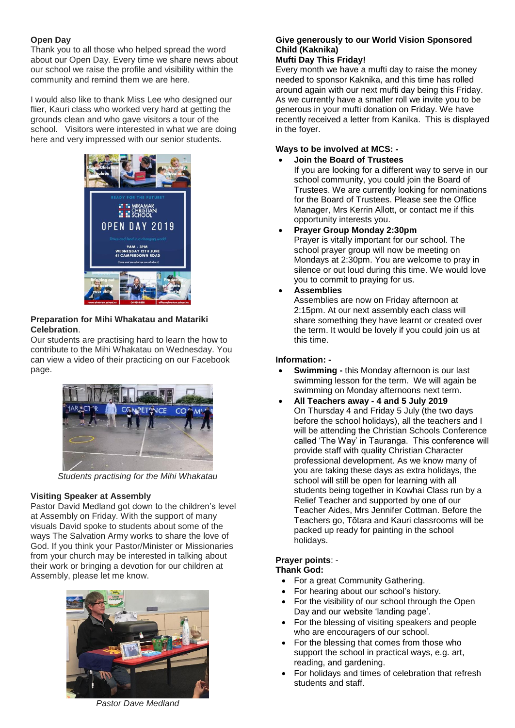**Open Day**

Thank you to all those who helped spread the word about our Open Day. Every time we share news about our school we raise the profile and visibility within the community and remind them we are here.

I would also like to thank Miss Lee who designed our flier, Kauri class who worked very hard at getting the grounds clean and who gave visitors a tour of the school. Visitors were interested in what we are doing here and very impressed with our senior students.

**Preparation for Mihi Whakatau and Matariki Celebration**.

Our students are practising hard to learn the how to contribute to the Mihi Whakatau on Wednesday. You can view a video of their practicing on our Facebook page.

*Students practising for the Mihi Whakatau*

**Visiting Speaker at Assembly**

Pastor David Medland got down to the children's level at Assembly on Friday. With the support of many visuals David spoke to students about some of the ways The Salvation Army works to share the love of God. If you think your Pastor/Minister or Missionaries from your church may be interested in talking about their work or bringing a devotion for our children at Assembly, please let me know.

*Pastor Dave Medland*

**Give generously to our World Vision Sponsored Child (Kaknika)**

**Mufti Day This Friday!**

Every month we have a mufti day to raise the money needed to sponsor Kaknika, and this time has rolled around again with our next mufti day being this Friday. As we currently have a smaller roll we invite you to be generous in your mufti donation on Friday. We have recently received a letter from Kanika. This is displayed in the foyer.

**Ways to be involved at MCS: -**

- **Join the Board of Trustees**
  If you are looking for a different way to serve in our school community, you could join the Board of Trustees. We are currently looking for nominations for the Board of Trustees. Please see the Office Manager, Mrs Kerrin Allott, or contact me if this opportunity interests you.
- **Prayer Group Monday 2:30pm**
  Prayer is vitally important for our school. The school prayer group will now be meeting on Mondays at 2:30pm. You are welcome to pray in silence or out loud during this time. We would love you to commit to praying for us.
- **Assemblies**
  Assemblies are now on Friday afternoon at 2:15pm. At our next assembly each class will share something they have learnt or created over the term. It would be lovely if you could join us at this time.

**Information: -**

- **Swimming -** this Monday afternoon is our last swimming lesson for the term. We will again be swimming on Monday afternoons next term.
- **All Teachers away - 4 and 5 July 2019**
  On Thursday 4 and Friday 5 July (the two days before the school holidays), all the teachers and I will be attending the Christian Schools Conference called 'The Way' in Tauranga. This conference will provide staff with quality Christian Character professional development. As we know many of you are taking these days as extra holidays, the school will still be open for learning with all students being together in Kowhai Class run by a Relief Teacher and supported by one of our Teacher Aides, Mrs Jennifer Cottman. Before the Teachers go, Tōtara and Kauri classrooms will be packed up ready for painting in the school holidays.

**Prayer points**: -

**Thank God:**

- For a great Community Gathering.
- For hearing about our school's history.
- For the visibility of our school through the Open Day and our website 'landing page'.
- For the blessing of visiting speakers and people who are encouragers of our school.
- For the blessing that comes from those who support the school in practical ways, e.g. art, reading, and gardening.
- For holidays and times of celebration that refresh students and staff.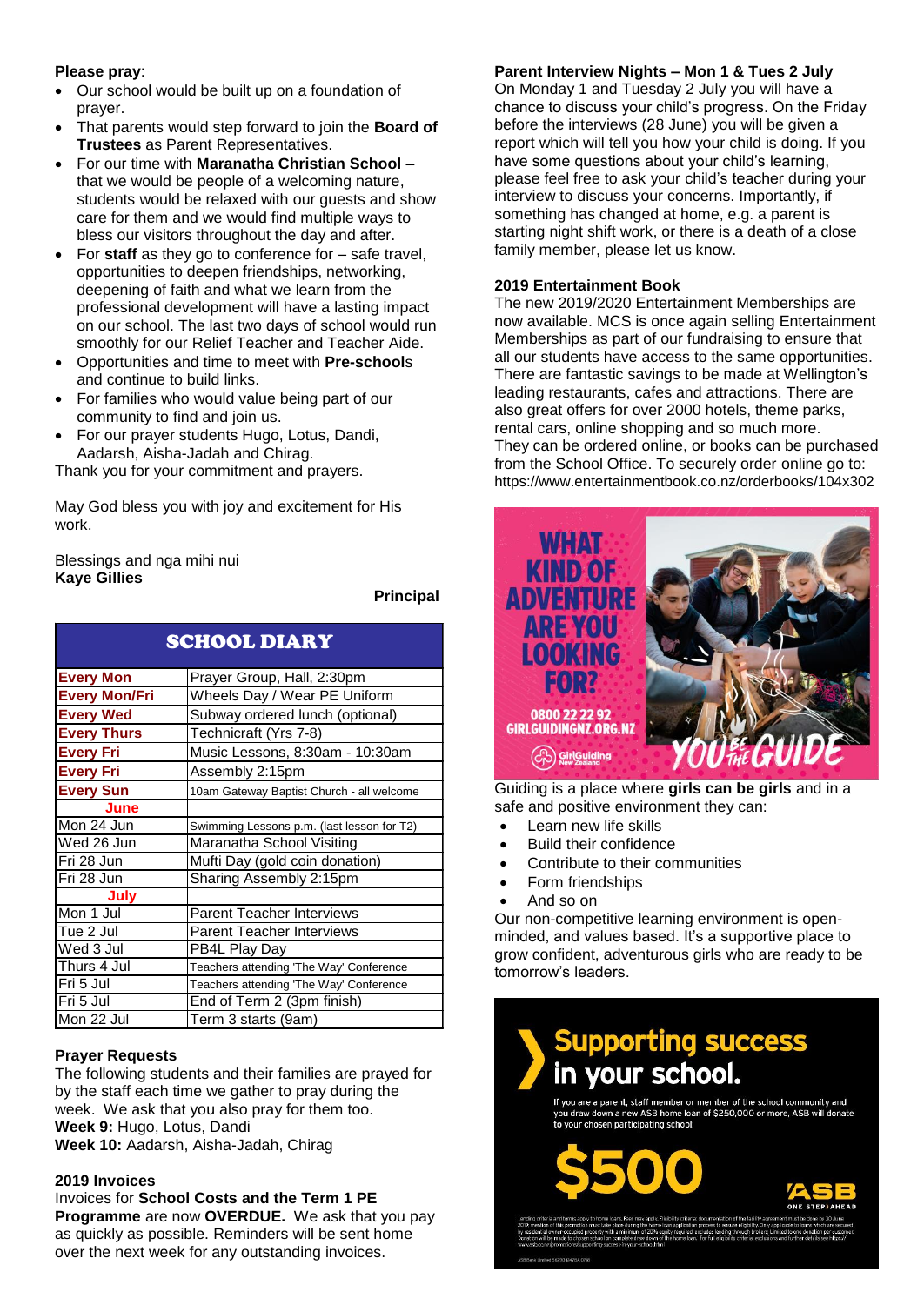**Please pray**:

- Our school would be built up on a foundation of prayer.
- That parents would step forward to join the **Board of Trustees** as Parent Representatives.
- For our time with **Maranatha Christian School** – that we would be people of a welcoming nature, students would be relaxed with our guests and show care for them and we would find multiple ways to bless our visitors throughout the day and after.
- For **staff** as they go to conference for – safe travel, opportunities to deepen friendships, networking, deepening of faith and what we learn from the professional development will have a lasting impact on our school. The last two days of school would run smoothly for our Relief Teacher and Teacher Aide.
- Opportunities and time to meet with **Pre-school**s and continue to build links.
- For families who would value being part of our community to find and join us.
- For our prayer students Hugo, Lotus, Dandi, Aadarsh, Aisha-Jadah and Chirag.

Thank you for your commitment and prayers.

May God bless you with joy and excitement for His work.

Blessings and nga mihi nui
**Kaye Gillies**

**Principal**

## SCHOOL DIARY

| | |
|---|---|
| **Every Mon** | Prayer Group, Hall, 2:30pm |
| **Every Mon/Fri** | Wheels Day / Wear PE Uniform |
| **Every Wed** | Subway ordered lunch (optional) |
| **Every Thurs** | Technicraft (Yrs 7-8) |
| **Every Fri** | Music Lessons, 8:30am - 10:30am |
| **Every Fri** | Assembly 2:15pm |
| **Every Sun** | 10am Gateway Baptist Church - all welcome |
| **June** | |
| Mon 24 Jun | Swimming Lessons p.m. (last lesson for T2) |
| Wed 26 Jun | Maranatha School Visiting |
| Fri 28 Jun | Mufti Day (gold coin donation) |
| Fri 28 Jun | Sharing Assembly 2:15pm |
| **July** | |
| Mon 1 Jul | Parent Teacher Interviews |
| Tue 2 Jul | Parent Teacher Interviews |
| Wed 3 Jul | PB4L Play Day |
| Thurs 4 Jul | Teachers attending 'The Way' Conference |
| Fri 5 Jul | Teachers attending 'The Way' Conference |
| Fri 5 Jul | End of Term 2 (3pm finish) |
| Mon 22 Jul | Term 3 starts (9am) |

**Prayer Requests**

The following students and their families are prayed for by the staff each time we gather to pray during the week. We ask that you also pray for them too.
**Week 9:** Hugo, Lotus, Dandi
**Week 10:** Aadarsh, Aisha-Jadah, Chirag

**2019 Invoices**

Invoices for **School Costs and the Term 1 PE Programme** are now **OVERDUE.** We ask that you pay as quickly as possible. Reminders will be sent home over the next week for any outstanding invoices.

**Parent Interview Nights – Mon 1 & Tues 2 July**

On Monday 1 and Tuesday 2 July you will have a chance to discuss your child's progress. On the Friday before the interviews (28 June) you will be given a report which will tell you how your child is doing. If you have some questions about your child's learning, please feel free to ask your child's teacher during your interview to discuss your concerns. Importantly, if something has changed at home, e.g. a parent is starting night shift work, or there is a death of a close family member, please let us know.

**2019 Entertainment Book**

The new 2019/2020 Entertainment Memberships are now available. MCS is once again selling Entertainment Memberships as part of our fundraising to ensure that all our students have access to the same opportunities. There are fantastic savings to be made at Wellington's leading restaurants, cafes and attractions. There are also great offers for over 2000 hotels, theme parks, rental cars, online shopping and so much more.
They can be ordered online, or books can be purchased from the School Office. To securely order online go to: https://www.entertainmentbook.co.nz/orderbooks/104x302

WHAT KIND OF ADVENTURE ARE YOU LOOKING FOR?
0800 22 22 92
GIRLGUIDINGNZ.ORG.NZ
GirlGuiding New Zealand
YOU BE THE GUIDE

Guiding is a place where **girls can be girls** and in a safe and positive environment they can:

- Learn new life skills
- Build their confidence
- Contribute to their communities
- Form friendships
- And so on

Our non-competitive learning environment is open-minded, and values based. It's a supportive place to grow confident, adventurous girls who are ready to be tomorrow's leaders.

**Supporting success in your school.**

If you are a parent, staff member or member of the school community and you draw down a new ASB home loan of $250,000 or more, ASB will donate to your chosen participating school:

**$500**

ASB ONE STEP AHEAD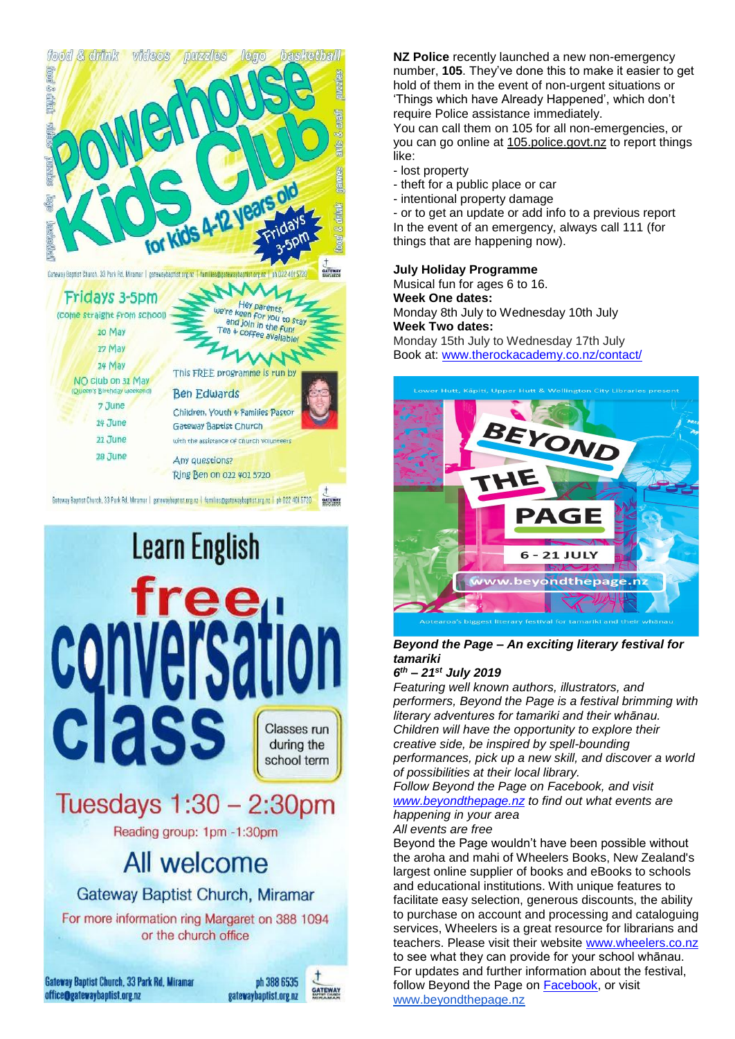food & drink videos puzzles lego basketball

# Powerhouse Kids Club

for kids 4-12 years old

Fridays 3-5pm

Gateway Baptist Church, 33 Park Rd, Miramar | gatewaybaptist.org.nz | families@gatewaybaptist.org.nz | ph 022 401 5720

**Fridays 3-5pm**

(come straight from school)

- 10 May
- 17 May
- 24 May
- NO club on 31 May (Queen's Birthday weekend)
- 7 June
- 14 June
- 21 June
- 28 June

Hey parents, we're keen for you to stay and join in the fun! Tea + coffee available!

This FREE programme is run by

Ben Edwards

Children, Youth + Families Pastor

Gateway Baptist Church

with the assistance of church volunteers

Any questions? Ring Ben on 022 401 5720

Gateway Baptist Church, 33 Park Rd, Miramar | gatewaybaptist.org.nz | families@gatewaybaptist.org.nz | ph 022 401 5720

# Learn English free conversation class

Classes run during the school term

**Tuesdays 1:30 – 2:30pm**

Reading group: 1pm -1:30pm

All welcome

Gateway Baptist Church, Miramar

For more information ring Margaret on 388 1094 or the church office

Gateway Baptist Church, 33 Park Rd, Miramar
office@gatewaybaptist.org.nz

ph 388 6535
gatewaybaptist.org.nz

**NZ Police** recently launched a new non-emergency number, **105**. They've done this to make it easier to get hold of them in the event of non-urgent situations or 'Things which have Already Happened', which don't require Police assistance immediately.

You can call them on 105 for all non-emergencies, or you can go online at 105.police.govt.nz to report things like:

- lost property
- theft for a public place or car
- intentional property damage
- or to get an update or add info to a previous report

In the event of an emergency, always call 111 (for things that are happening now).

**July Holiday Programme**

Musical fun for ages 6 to 16.

**Week One dates:**

Monday 8th July to Wednesday 10th July

**Week Two dates:**

Monday 15th July to Wednesday 17th July

Book at: www.therockacademy.co.nz/contact/

Lower Hutt, Kāpiti, Upper Hutt & Wellington City Libraries present

# BEYOND THE PAGE

6 - 21 JULY

www.beyondthepage.nz

Aotearoa's biggest literary festival for tamariki and their whānau

***Beyond the Page – An exciting literary festival for tamariki***

***6th – 21st July 2019***

*Featuring well known authors, illustrators, and performers, Beyond the Page is a festival brimming with literary adventures for tamariki and their whānau. Children will have the opportunity to explore their creative side, be inspired by spell-bounding performances, pick up a new skill, and discover a world of possibilities at their local library.*

*Follow Beyond the Page on Facebook, and visit www.beyondthepage.nz to find out what events are happening in your area*

*All events are free*

Beyond the Page wouldn't have been possible without the aroha and mahi of Wheelers Books, New Zealand's largest online supplier of books and eBooks to schools and educational institutions. With unique features to facilitate easy selection, generous discounts, the ability to purchase on account and processing and cataloguing services, Wheelers is a great resource for librarians and teachers. Please visit their website www.wheelers.co.nz to see what they can provide for your school whānau.

For updates and further information about the festival, follow Beyond the Page on Facebook, or visit www.beyondthepage.nz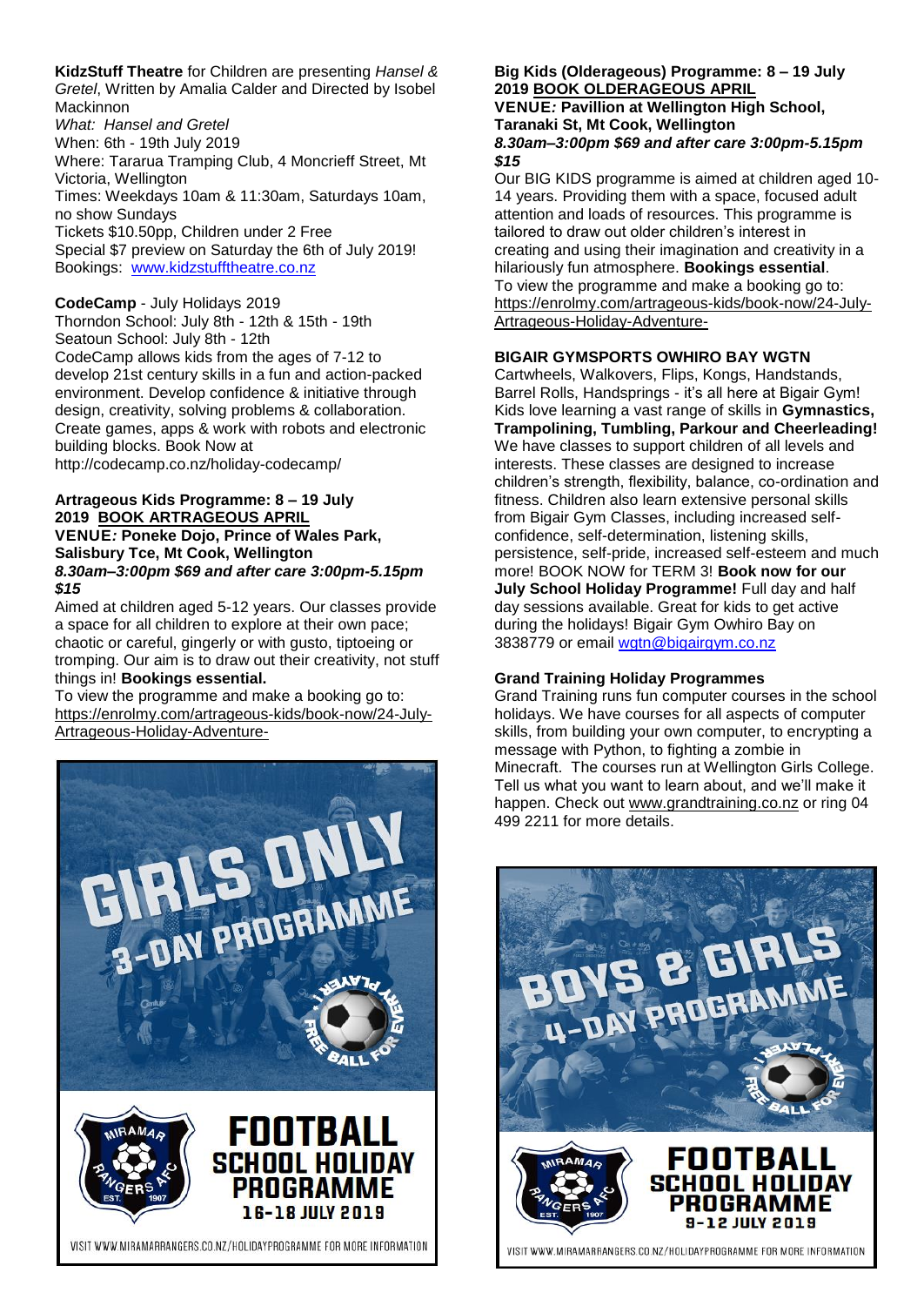**KidzStuff Theatre** for Children are presenting *Hansel & Gretel*, Written by Amalia Calder and Directed by Isobel Mackinnon

*What: Hansel and Gretel*

When: 6th - 19th July 2019

Where: Tararua Tramping Club, 4 Moncrieff Street, Mt Victoria, Wellington

Times: Weekdays 10am & 11:30am, Saturdays 10am, no show Sundays

Tickets $10.50pp, Children under 2 Free

Special $7 preview on Saturday the 6th of July 2019!

Bookings: www.kidzstufftheatre.co.nz

**CodeCamp** - July Holidays 2019

Thorndon School: July 8th - 12th & 15th - 19th

Seatoun School: July 8th - 12th

CodeCamp allows kids from the ages of 7-12 to develop 21st century skills in a fun and action-packed environment. Develop confidence & initiative through design, creativity, solving problems & collaboration. Create games, apps & work with robots and electronic building blocks. Book Now at http://codecamp.co.nz/holiday-codecamp/

**Artrageous Kids Programme: 8 – 19 July 2019 BOOK ARTRAGEOUS APRIL**

**VENUE: Poneke Dojo, Prince of Wales Park, Salisbury Tce, Mt Cook, Wellington**

***8.30am–3:00pm $69 and after care 3:00pm-5.15pm $15***

Aimed at children aged 5-12 years. Our classes provide a space for all children to explore at their own pace; chaotic or careful, gingerly or with gusto, tiptoeing or tromping. Our aim is to draw out their creativity, not stuff things in! **Bookings essential.**

To view the programme and make a booking go to: https://enrolmy.com/artrageous-kids/book-now/24-July-Artrageous-Holiday-Adventure-

GIRLS ONLY
3-DAY PROGRAMME
FREE BALL FOR EVERY PLAYER
MIRAMAR RANGERS AFC EST. 1907
FOOTBALL SCHOOL HOLIDAY PROGRAMME
16-18 JULY 2019
VISIT WWW.MIRAMARRANGERS.CO.NZ/HOLIDAYPROGRAMME FOR MORE INFORMATION

**Big Kids (Olderageous) Programme: 8 – 19 July 2019 BOOK OLDERAGEOUS APRIL**

**VENUE: Pavillion at Wellington High School, Taranaki St, Mt Cook, Wellington**

***8.30am–3:00pm $69 and after care 3:00pm-5.15pm $15***

Our BIG KIDS programme is aimed at children aged 10-14 years. Providing them with a space, focused adult attention and loads of resources. This programme is tailored to draw out older children's interest in creating and using their imagination and creativity in a hilariously fun atmosphere. **Bookings essential**.

To view the programme and make a booking go to: https://enrolmy.com/artrageous-kids/book-now/24-July-Artrageous-Holiday-Adventure-

**BIGAIR GYMSPORTS OWHIRO BAY WGTN**

Cartwheels, Walkovers, Flips, Kongs, Handstands, Barrel Rolls, Handsprings - it's all here at Bigair Gym! Kids love learning a vast range of skills in **Gymnastics, Trampolining, Tumbling, Parkour and Cheerleading!** We have classes to support children of all levels and interests. These classes are designed to increase children's strength, flexibility, balance, co-ordination and fitness. Children also learn extensive personal skills from Bigair Gym Classes, including increased self-confidence, self-determination, listening skills, persistence, self-pride, increased self-esteem and much more! BOOK NOW for TERM 3! **Book now for our July School Holiday Programme!** Full day and half day sessions available. Great for kids to get active during the holidays! Bigair Gym Owhiro Bay on 3838779 or email wgtn@bigairgym.co.nz

**Grand Training Holiday Programmes**

Grand Training runs fun computer courses in the school holidays. We have courses for all aspects of computer skills, from building your own computer, to encrypting a message with Python, to fighting a zombie in Minecraft. The courses run at Wellington Girls College. Tell us what you want to learn about, and we'll make it happen. Check out www.grandtraining.co.nz or ring 04 499 2211 for more details.

BOYS & GIRLS
4-DAY PROGRAMME
FREE BALL FOR EVERY PLAYER
MIRAMAR RANGERS AFC EST. 1907
FOOTBALL SCHOOL HOLIDAY PROGRAMME
9-12 JULY 2019
VISIT WWW.MIRAMARRANGERS.CO.NZ/HOLIDAYPROGRAMME FOR MORE INFORMATION